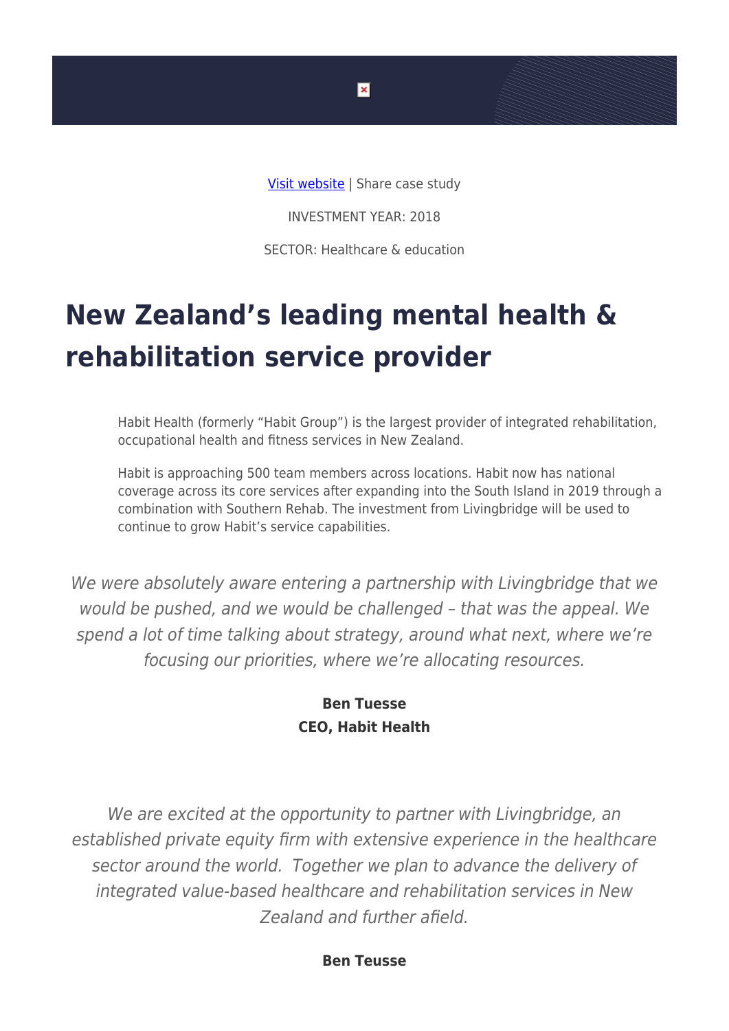Visit website | Share case study

INVESTMENT YEAR: 2018

SECTOR: Healthcare & education

# New Zealand's leading mental health & rehabilitation service provider

Habit Health (formerly "Habit Group") is the largest provider of integrated rehabilitation, occupational health and fitness services in New Zealand.

Habit is approaching 500 team members across locations. Habit now has national coverage across its core services after expanding into the South Island in 2019 through a combination with Southern Rehab. The investment from Livingbridge will be used to continue to grow Habit's service capabilities.

*We were absolutely aware entering a partnership with Livingbridge that we would be pushed, and we would be challenged – that was the appeal. We spend a lot of time talking about strategy, around what next, where we're focusing our priorities, where we're allocating resources.*

**Ben Tuesse**
**CEO, Habit Health**

*We are excited at the opportunity to partner with Livingbridge, an established private equity firm with extensive experience in the healthcare sector around the world. Together we plan to advance the delivery of integrated value-based healthcare and rehabilitation services in New Zealand and further afield.*

**Ben Teusse**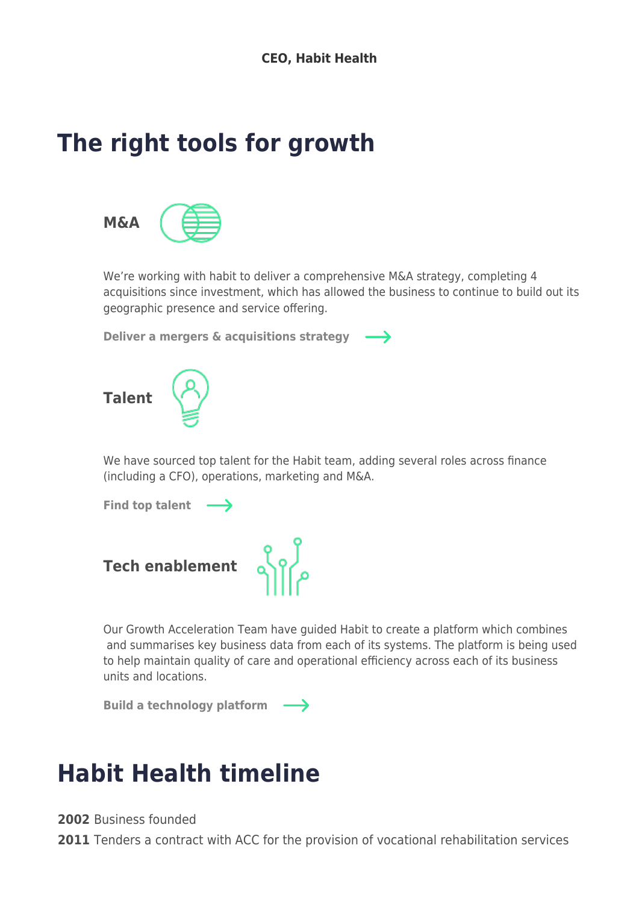**CEO, Habit Health**

## The right tools for growth

### M&A

We're working with habit to deliver a comprehensive M&A strategy, completing 4 acquisitions since investment, which has allowed the business to continue to build out its geographic presence and service offering.

**Deliver a mergers & acquisitions strategy** →

### Talent

We have sourced top talent for the Habit team, adding several roles across finance (including a CFO), operations, marketing and M&A.

**Find top talent** →

### Tech enablement

Our Growth Acceleration Team have guided Habit to create a platform which combines and summarises key business data from each of its systems. The platform is being used to help maintain quality of care and operational efficiency across each of its business units and locations.

**Build a technology platform** →

## Habit Health timeline

**2002** Business founded

**2011** Tenders a contract with ACC for the provision of vocational rehabilitation services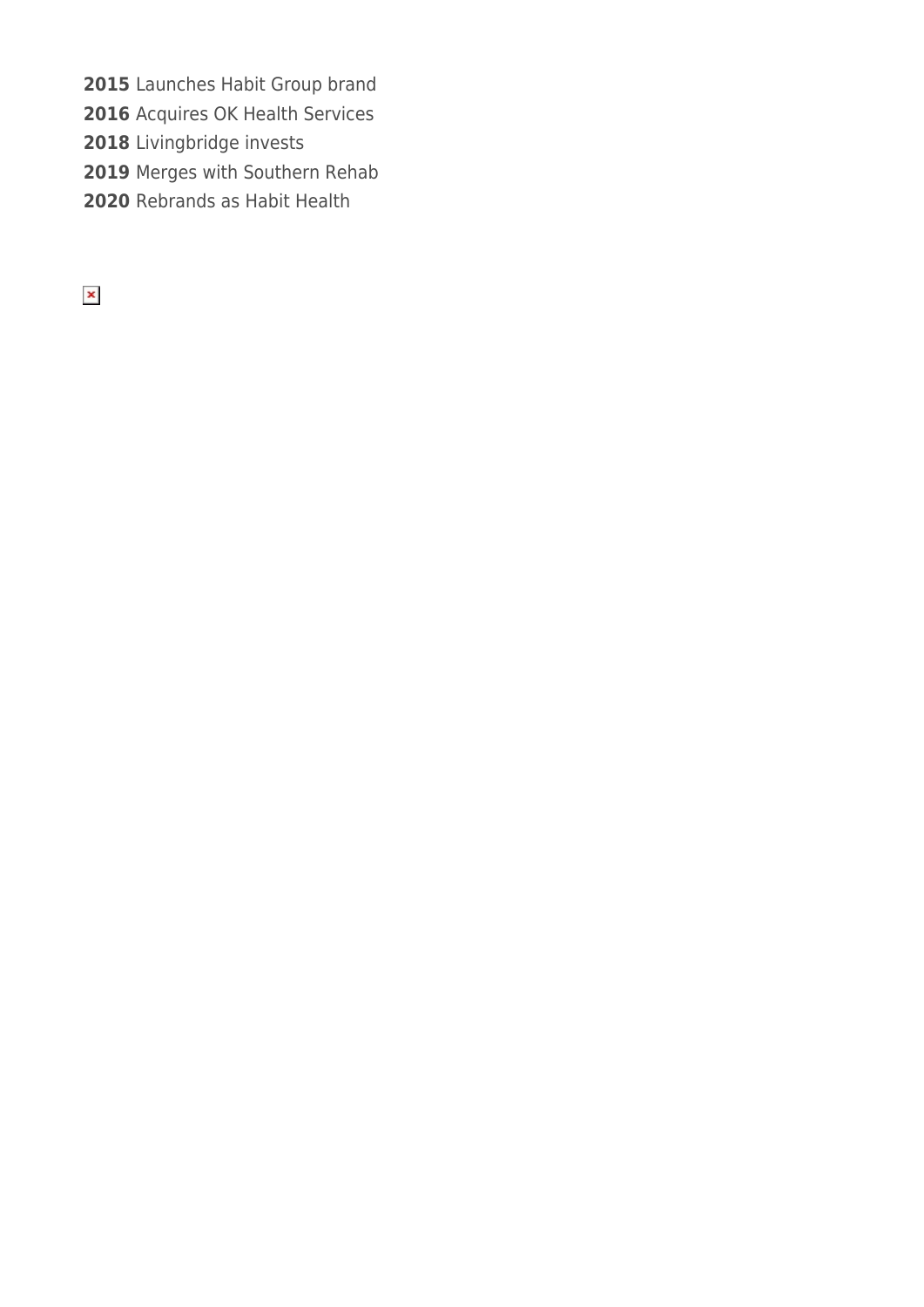**2015** Launches Habit Group brand
**2016** Acquires OK Health Services
**2018** Livingbridge invests
**2019** Merges with Southern Rehab
**2020** Rebrands as Habit Health